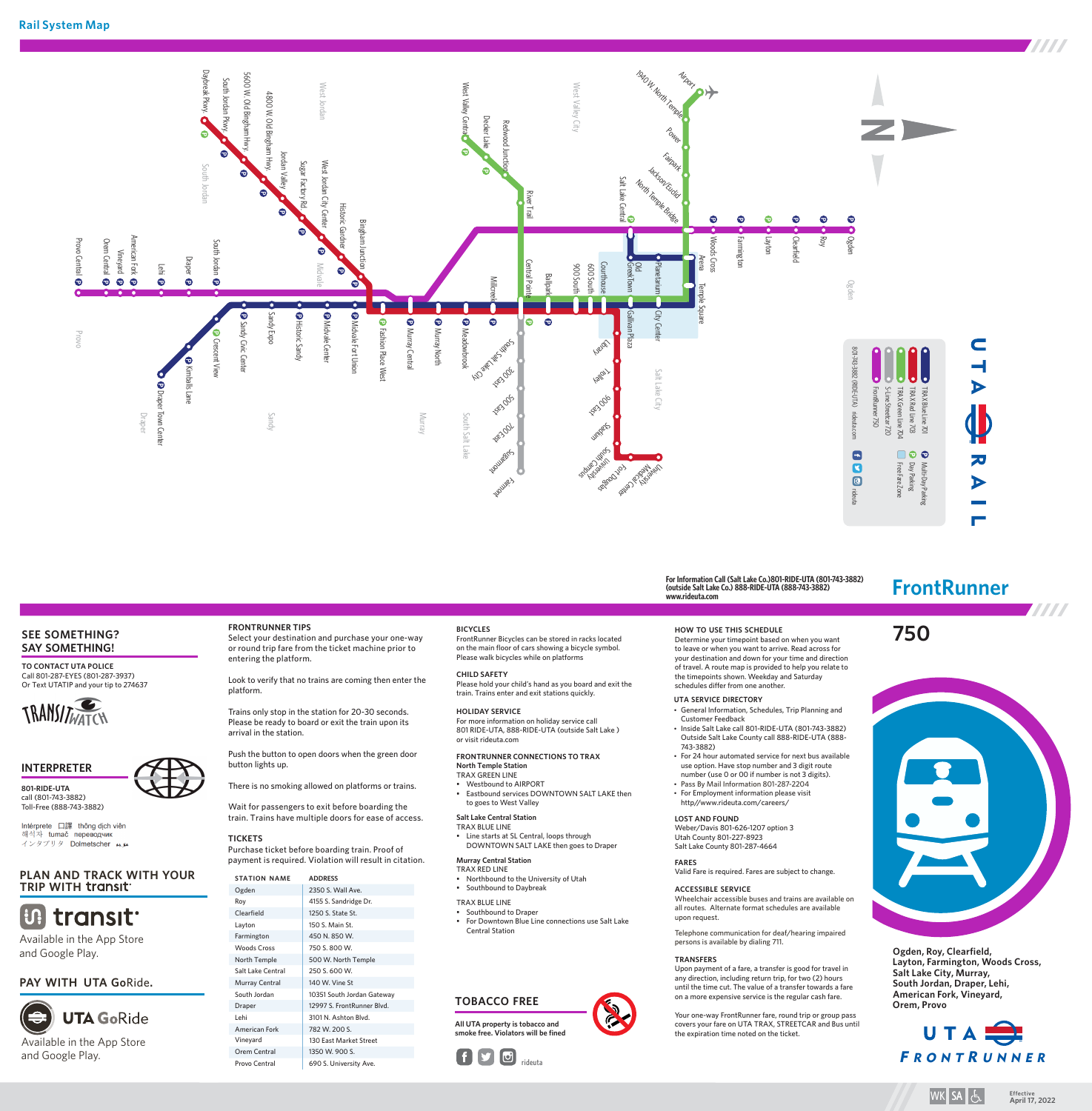## Rail System Map

Daybreak Pkwy · South Jordan Pkwy · 5600 W. Old Bingham Hwy · 4800 W. Old Bingham Hwy · Jordan Valley · Sugar Factory Rd. · West Jordan City Center · Historic Gardner · Bingham Junction

West Valley Central · Decker Lake · Redwood Junction · River Trail · Central Pointe · Ballpark · 900 South · 600 South · Courthouse · Old Greek Town · Planetarium · Arena · Temple Square · City Center · Gallivan Plaza · Library · Trolley · 900 East · Stadium · South Campus · Fort Douglas · University Medical Center

Airport · 1940 W. North Temple · Power · Fairpark · Jackson/Euclid · North Temple Bridge · Salt Lake Central

Ogden · Roy · Clearfield · Layton · Farmington · Woods Cross

Provo Central · Orem Central · Vineyard · American Fork · Lehi · Draper · South Jordan

Draper Town Center · Kimballs Lane · Crescent View · Sandy Civic Center · Sandy Expo · Historic Sandy · Midvale Center · Midvale Fort Union · Fashion Place West · Murray Central · Murray North · Meadowbrook · Millcreek

South Salt Lake City · 300 East · 500 East · 700 East · Sugarmont · Fairmont

West Jordan · South Jordan · Midvale · West Valley City · Salt Lake City · Ogden · Provo · Draper · Sandy · Murray · South Salt Lake

- TRAX Blue Line 701
- TRAX Red Line 703
- TRAX Green Line 704
- S-Line Streetcar 720
- FrontRunner 750
- Multi-Day Parking
- Day Parking
- Free Fare Zone

801-743-3882 (RIDE-UTA) rideuta.com · rideuta

UTA RAIL

For Information Call (Salt Lake Co.)801-RIDE-UTA (801-743-3882)
(outside Salt Lake Co.) 888-RIDE-UTA (888-743-3882)
www.rideuta.com

# FrontRunner

# 750

Ogden, Roy, Clearfield, Layton, Farmington, Woods Cross, Salt Lake City, Murray, South Jordan, Draper, Lehi, American Fork, Vineyard, Orem, Provo

UTA FRONTRUNNER

## SEE SOMETHING? SAY SOMETHING!

**TO CONTACT UTA POLICE**
Call 801-287-EYES (801-287-3937)
Or Text UTATIP and your tip to 274637

TRANSIT WATCH

## INTERPRETER

**801-RIDE-UTA**
call (801-743-3882)
Toll-Free (888-743-3882)

Intérprete 口譯 thông dịch viên 해석자 tumač переводчик インタプリタ Dolmetscher

## PLAN AND TRACK WITH YOUR TRIP WITH transit

transit
Available in the App Store and Google Play.

## PAY WITH UTA GoRide.

UTA GoRide
Available in the App Store and Google Play.

## FRONTRUNNER TIPS

Select your destination and purchase your one-way or round trip fare from the ticket machine prior to entering the platform.

Look to verify that no trains are coming then enter the platform.

Trains only stop in the station for 20-30 seconds. Please be ready to board or exit the train upon its arrival in the station.

Push the button to open doors when the green door button lights up.

There is no smoking allowed on platforms or trains.

Wait for passengers to exit before boarding the train. Trains have multiple doors for ease of access.

## TICKETS

Purchase ticket before boarding train. Proof of payment is required. Violation will result in citation.

| STATION NAME | ADDRESS |
|---|---|
| Ogden | 2350 S. Wall Ave. |
| Roy | 4155 S. Sandridge Dr. |
| Clearfield | 1250 S. State St. |
| Layton | 150 S. Main St. |
| Farmington | 450 N. 850 W. |
| Woods Cross | 750 S. 800 W. |
| North Temple | 500 W. North Temple |
| Salt Lake Central | 250 S. 600 W. |
| Murray Central | 140 W. Vine St |
| South Jordan | 10351 South Jordan Gateway |
| Draper | 12997 S. FrontRunner Blvd. |
| Lehi | 3101 N. Ashton Blvd. |
| American Fork | 782 W. 200 S. |
| Vineyard | 130 East Market Street |
| Orem Central | 1350 W. 900 S. |
| Provo Central | 690 S. University Ave. |

## BICYCLES

FrontRunner Bicycles can be stored in racks located on the main floor of cars showing a bicycle symbol. Please walk bicycles while on platforms

## CHILD SAFETY

Please hold your child's hand as you board and exit the train. Trains enter and exit stations quickly.

## HOLIDAY SERVICE

For more information on holiday service call 801 RIDE-UTA, 888-RIDE-UTA (outside Salt Lake ) or visit rideuta.com

## FRONTRUNNER CONNECTIONS TO TRAX

**North Temple Station**
TRAX GREEN LINE
- Westbound to AIRPORT
- Eastbound services DOWNTOWN SALT LAKE then to goes to West Valley

**Salt Lake Central Station**
TRAX BLUE LINE
- Line starts at SL Central, loops through DOWNTOWN SALT LAKE then goes to Draper

**Murray Central Station**
TRAX RED LINE
- Northbound to the University of Utah
- Southbound to Daybreak

TRAX BLUE LINE
- Southbound to Draper
- For Downtown Blue Line connections use Salt Lake Central Station

## TOBACCO FREE

**All UTA property is tobacco and smoke free. Violators will be fined**

rideuta

## HOW TO USE THIS SCHEDULE

Determine your timepoint based on when you want to leave or when you want to arrive. Read across for your destination and down for your time and direction of travel. A route map is provided to help you relate to the timepoints shown. Weekday and Saturday schedules differ from one another.

## UTA SERVICE DIRECTORY

- General Information, Schedules, Trip Planning and Customer Feedback
- Inside Salt Lake call 801-RIDE-UTA (801-743-3882) Outside Salt Lake County call 888-RIDE-UTA (888-743-3882)
- For 24 hour automated service for next bus available use option. Have stop number and 3 digit route number (use 0 or 00 if number is not 3 digits).
- Pass By Mail Information 801-287-2204
- For Employment information please visit http//www.rideuta.com/careers/

## LOST AND FOUND

Weber/Davis 801-626-1207 option 3
Utah County 801-227-8923
Salt Lake County 801-287-4664

## FARES

Valid Fare is required. Fares are subject to change.

## ACCESSIBLE SERVICE

Wheelchair accessible buses and trains are available on all routes. Alternate format schedules are available upon request.

Telephone communication for deaf/hearing impaired persons is available by dialing 711.

## TRANSFERS

Upon payment of a fare, a transfer is good for travel in any direction, including return trip, for two (2) hours until the time cut. The value of a transfer towards a fare on a more expensive service is the regular cash fare.

Your one-way FrontRunner fare, round trip or group pass covers your fare on UTA TRAX, STREETCAR and Bus until the expiration time noted on the ticket.

WK SA

Effective April 17, 2022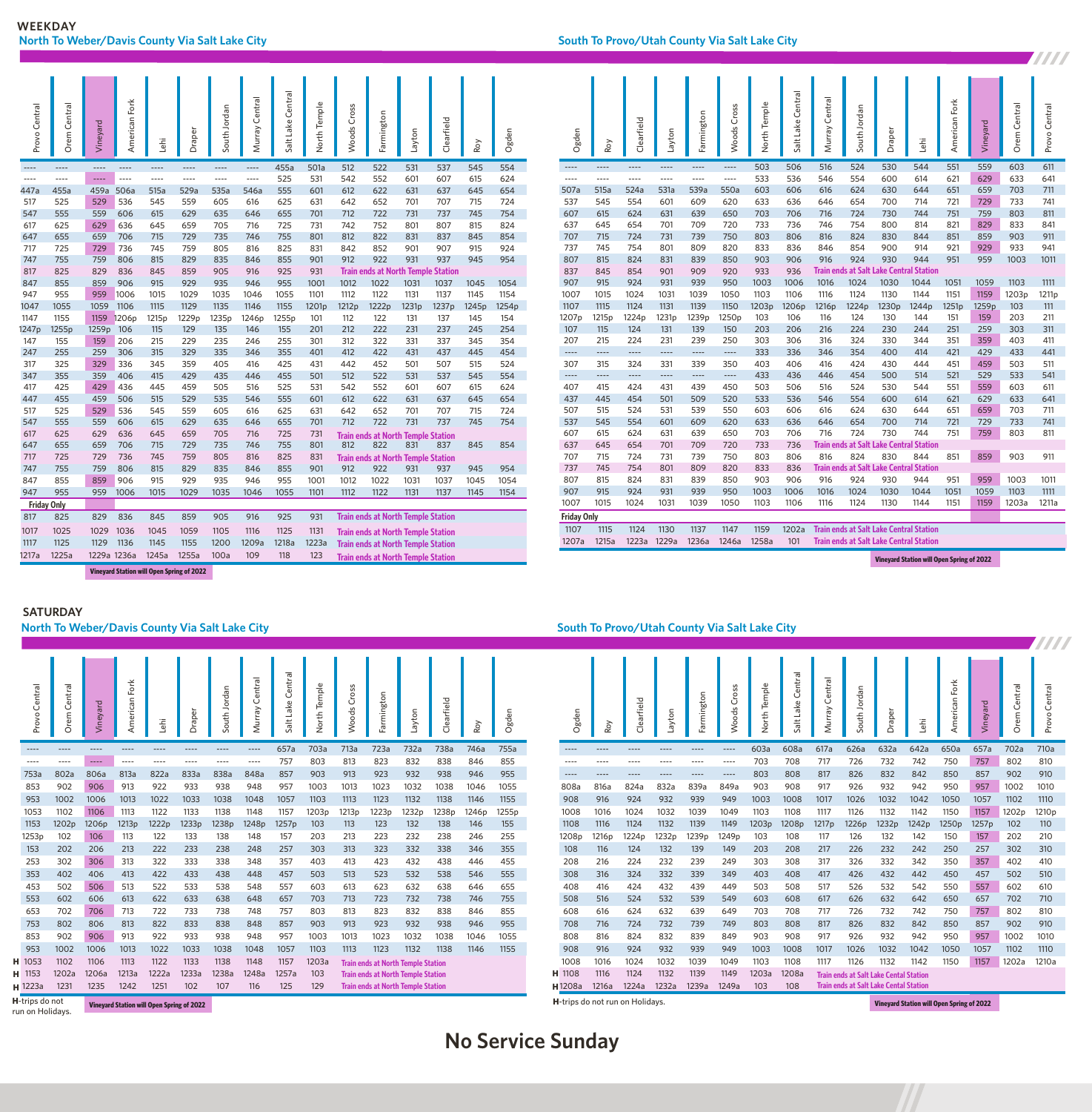## WEEKDAY

### North To Weber/Davis County Via Salt Lake City

| Provo Central | Orem Central | Vineyard | American Fork | Lehi | Draper | South Jordan | Murray Central | Salt Lake Central | North Temple | Woods Cross | Farmington | Layton | Clearfield | Roy | Ogden |
|---|---|---|---|---|---|---|---|---|---|---|---|---|---|---|---|
| ---- | ---- | ---- | ---- | ---- | ---- | ---- | ---- | 455a | 501a | 512 | 522 | 531 | 537 | 545 | 554 |
| ---- | ---- | ---- | ---- | ---- | ---- | ---- | ---- | 525 | 531 | 542 | 552 | 601 | 607 | 615 | 624 |
| 447a | 455a | 459a | 506a | 515a | 529a | 535a | 546a | 555 | 601 | 612 | 622 | 631 | 637 | 645 | 654 |
| 517 | 525 | 529 | 536 | 545 | 559 | 605 | 616 | 625 | 631 | 642 | 652 | 701 | 707 | 715 | 724 |
| 547 | 555 | 559 | 606 | 615 | 629 | 635 | 646 | 655 | 701 | 712 | 722 | 731 | 737 | 745 | 754 |
| 617 | 625 | 629 | 636 | 645 | 659 | 705 | 716 | 725 | 731 | 742 | 752 | 801 | 807 | 815 | 824 |
| 647 | 655 | 659 | 706 | 715 | 729 | 735 | 746 | 755 | 801 | 812 | 822 | 831 | 837 | 845 | 854 |
| 717 | 725 | 729 | 736 | 745 | 759 | 805 | 816 | 825 | 831 | 842 | 852 | 901 | 907 | 915 | 924 |
| 747 | 755 | 759 | 806 | 815 | 829 | 835 | 846 | 855 | 901 | 912 | 922 | 931 | 937 | 945 | 954 |
| 817 | 825 | 829 | 836 | 845 | 859 | 905 | 916 | 925 | 931 | Train ends at North Temple Station | | | | | |
| 847 | 855 | 859 | 906 | 915 | 929 | 935 | 946 | 955 | 1001 | 1012 | 1022 | 1031 | 1037 | 1045 | 1054 |
| 947 | 955 | 959 | 1006 | 1015 | 1029 | 1035 | 1046 | 1055 | 1101 | 1112 | 1122 | 1131 | 1137 | 1145 | 1154 |
| 1047 | 1055 | 1059 | 1106 | 1115 | 1129 | 1135 | 1146 | 1155 | 1201p | 1212p | 1222p | 1231p | 1237p | 1245p | 1254p |
| 1147 | 1155 | 1159 | 1206p | 1215p | 1229p | 1235p | 1246p | 1255p | 101 | 112 | 122 | 131 | 137 | 145 | 154 |
| 1247p | 1255p | 1259p | 106 | 115 | 129 | 135 | 146 | 155 | 201 | 212 | 222 | 231 | 237 | 245 | 254 |
| 147 | 155 | 159 | 206 | 215 | 229 | 235 | 246 | 255 | 301 | 312 | 322 | 331 | 337 | 345 | 354 |
| 247 | 255 | 259 | 306 | 315 | 329 | 335 | 346 | 355 | 401 | 412 | 422 | 431 | 437 | 445 | 454 |
| 317 | 325 | 329 | 336 | 345 | 359 | 405 | 416 | 425 | 431 | 442 | 452 | 501 | 507 | 515 | 524 |
| 347 | 355 | 359 | 406 | 415 | 429 | 435 | 446 | 455 | 501 | 512 | 522 | 531 | 537 | 545 | 554 |
| 417 | 425 | 429 | 436 | 445 | 459 | 505 | 516 | 525 | 531 | 542 | 552 | 601 | 607 | 615 | 624 |
| 447 | 455 | 459 | 506 | 515 | 529 | 535 | 546 | 555 | 601 | 612 | 622 | 631 | 637 | 645 | 654 |
| 517 | 525 | 529 | 536 | 545 | 559 | 605 | 616 | 625 | 631 | 642 | 652 | 701 | 707 | 715 | 724 |
| 547 | 555 | 559 | 606 | 615 | 629 | 635 | 646 | 655 | 701 | 712 | 722 | 731 | 737 | 745 | 754 |
| 617 | 625 | 629 | 636 | 645 | 659 | 705 | 716 | 725 | 731 | Train ends at North Temple Station | | | | | |
| 647 | 655 | 659 | 706 | 715 | 729 | 735 | 746 | 755 | 801 | 812 | 822 | 831 | 837 | 845 | 854 |
| 717 | 725 | 729 | 736 | 745 | 759 | 805 | 816 | 825 | 831 | Train ends at North Temple Station | | | | | |
| 747 | 755 | 759 | 806 | 815 | 829 | 835 | 846 | 855 | 901 | 912 | 922 | 931 | 937 | 945 | 954 |
| 847 | 855 | 859 | 906 | 915 | 929 | 935 | 946 | 955 | 1001 | 1012 | 1022 | 1031 | 1037 | 1045 | 1054 |
| 947 | 955 | 959 | 1006 | 1015 | 1029 | 1035 | 1046 | 1055 | 1101 | 1112 | 1122 | 1131 | 1137 | 1145 | 1154 |
| **Friday Only** | | | | | | | | | | | | | | | |
| 817 | 825 | 829 | 836 | 845 | 859 | 905 | 916 | 925 | 931 | Train ends at North Temple Station | | | | | |
| 1017 | 1025 | 1029 | 1036 | 1045 | 1059 | 1105 | 1116 | 1125 | 1131 | Train ends at North Temple Station | | | | | |
| 1117 | 1125 | 1129 | 1136 | 1145 | 1155 | 1200 | 1209a | 1218a | 1223a | Train ends at North Temple Station | | | | | |
| 1217a | 1225a | 1229a | 1236a | 1245a | 1255a | 100a | 109 | 118 | 123 | Train ends at North Temple Station | | | | | |

Vineyard Station will Open Spring of 2022

### South To Provo/Utah County Via Salt Lake City

| Ogden | Roy | Clearfield | Layton | Farmington | Woods Cross | North Temple | Salt Lake Central | Murray Central | South Jordan | Draper | Lehi | American Fork | Vineyard | Orem Central | Provo Central |
|---|---|---|---|---|---|---|---|---|---|---|---|---|---|---|---|
| ---- | ---- | ---- | ---- | ---- | ---- | 503 | 506 | 516 | 524 | 530 | 544 | 551 | 559 | 603 | 611 |
| ---- | ---- | ---- | ---- | ---- | ---- | 533 | 536 | 546 | 554 | 600 | 614 | 621 | 629 | 633 | 641 |
| 507a | 515a | 524a | 531a | 539a | 550a | 603 | 606 | 616 | 624 | 630 | 644 | 651 | 659 | 703 | 711 |
| 537 | 545 | 554 | 601 | 609 | 620 | 633 | 636 | 646 | 654 | 700 | 714 | 721 | 729 | 733 | 741 |
| 607 | 615 | 624 | 631 | 639 | 650 | 703 | 706 | 716 | 724 | 730 | 744 | 751 | 759 | 803 | 811 |
| 637 | 645 | 654 | 701 | 709 | 720 | 733 | 736 | 746 | 754 | 800 | 814 | 821 | 829 | 833 | 841 |
| 707 | 715 | 724 | 731 | 739 | 750 | 803 | 806 | 816 | 824 | 830 | 844 | 851 | 859 | 903 | 911 |
| 737 | 745 | 754 | 801 | 809 | 820 | 833 | 836 | 846 | 854 | 900 | 914 | 921 | 929 | 933 | 941 |
| 807 | 815 | 824 | 831 | 839 | 850 | 903 | 906 | 916 | 924 | 930 | 944 | 951 | 959 | 1003 | 1011 |
| 837 | 845 | 854 | 901 | 909 | 920 | 933 | 936 | Train ends at Salt Lake Central Station | | | | | | | |
| 907 | 915 | 924 | 931 | 939 | 950 | 1003 | 1006 | 1016 | 1024 | 1030 | 1044 | 1051 | 1059 | 1103 | 1111 |
| 1007 | 1015 | 1024 | 1031 | 1039 | 1050 | 1103 | 1106 | 1116 | 1124 | 1130 | 1144 | 1151 | 1159 | 1203p | 1211p |
| 1107 | 1115 | 1124 | 1131 | 1139 | 1150 | 1203p | 1206p | 1216p | 1224p | 1230p | 1244p | 1251p | 1259p | 103 | 111 |
| 1207p | 1215p | 1224p | 1231p | 1239p | 1250p | 103 | 106 | 116 | 124 | 130 | 144 | 151 | 159 | 203 | 211 |
| 107 | 115 | 124 | 131 | 139 | 150 | 203 | 206 | 216 | 224 | 230 | 244 | 251 | 259 | 303 | 311 |
| 207 | 215 | 224 | 231 | 239 | 250 | 303 | 306 | 316 | 324 | 330 | 344 | 351 | 359 | 403 | 411 |
| ---- | ---- | ---- | ---- | ---- | ---- | 333 | 336 | 346 | 354 | 400 | 414 | 421 | 429 | 433 | 441 |
| 307 | 315 | 324 | 331 | 339 | 350 | 403 | 406 | 416 | 424 | 430 | 444 | 451 | 459 | 503 | 511 |
| ---- | ---- | ---- | ---- | ---- | ---- | 433 | 436 | 446 | 454 | 500 | 514 | 521 | 529 | 533 | 541 |
| 407 | 415 | 424 | 431 | 439 | 450 | 503 | 506 | 516 | 524 | 530 | 544 | 551 | 559 | 603 | 611 |
| 437 | 445 | 454 | 501 | 509 | 520 | 533 | 536 | 546 | 554 | 600 | 614 | 621 | 629 | 633 | 641 |
| 507 | 515 | 524 | 531 | 539 | 550 | 603 | 606 | 616 | 624 | 630 | 644 | 651 | 659 | 703 | 711 |
| 537 | 545 | 554 | 601 | 609 | 620 | 633 | 636 | 646 | 654 | 700 | 714 | 721 | 729 | 733 | 741 |
| 607 | 615 | 624 | 631 | 639 | 650 | 703 | 706 | 716 | 724 | 730 | 744 | 751 | 759 | 803 | 811 |
| 637 | 645 | 654 | 701 | 709 | 720 | 733 | 736 | Train ends at Salt Lake Central Station | | | | | | | |
| 707 | 715 | 724 | 731 | 739 | 750 | 803 | 806 | 816 | 824 | 830 | 844 | 851 | 859 | 903 | 911 |
| 737 | 745 | 754 | 801 | 809 | 820 | 833 | 836 | Train ends at Salt Lake Central Station | | | | | | | |
| 807 | 815 | 824 | 831 | 839 | 850 | 903 | 906 | 916 | 924 | 930 | 944 | 951 | 959 | 1003 | 1011 |
| 907 | 915 | 924 | 931 | 939 | 950 | 1003 | 1006 | 1016 | 1024 | 1030 | 1044 | 1051 | 1059 | 1103 | 1111 |
| 1007 | 1015 | 1024 | 1031 | 1039 | 1050 | 1103 | 1106 | 1116 | 1124 | 1130 | 1144 | 1151 | 1159 | 1203a | 1211a |
| **Friday Only** | | | | | | | | | | | | | | | |
| 1107 | 1115 | 1124 | 1130 | 1137 | 1147 | 1159 | 1202a | Train ends at Salt Lake Central Station | | | | | | | |
| 1207a | 1215a | 1223a | 1229a | 1236a | 1246a | 1258a | 101 | Train ends at Salt Lake Central Station | | | | | | | |

Vineyard Station will Open Spring of 2022

## SATURDAY

### North To Weber/Davis County Via Salt Lake City

| Provo Central | Orem Central | Vineyard | American Fork | Lehi | Draper | South Jordan | Murray Central | Salt Lake Central | North Temple | Woods Cross | Farmington | Layton | Clearfield | Roy | Ogden |
|---|---|---|---|---|---|---|---|---|---|---|---|---|---|---|---|
| ---- | ---- | ---- | ---- | ---- | ---- | ---- | ---- | 657a | 703a | 713a | 723a | 732a | 738a | 746a | 755a |
| ---- | ---- | ---- | ---- | ---- | ---- | ---- | ---- | 757 | 803 | 813 | 823 | 832 | 838 | 846 | 855 |
| 753a | 802a | 806a | 813a | 822a | 833a | 838a | 848a | 857 | 903 | 913 | 923 | 932 | 938 | 946 | 955 |
| 853 | 902 | 906 | 913 | 922 | 933 | 938 | 948 | 957 | 1003 | 1013 | 1023 | 1032 | 1038 | 1046 | 1055 |
| 953 | 1002 | 1006 | 1013 | 1022 | 1033 | 1038 | 1048 | 1057 | 1103 | 1113 | 1123 | 1132 | 1138 | 1146 | 1155 |
| 1053 | 1102 | 1106 | 1113 | 1122 | 1133 | 1138 | 1148 | 1157 | 1203p | 1213p | 1223p | 1232p | 1238p | 1246p | 1255p |
| 1153 | 1202p | 1206p | 1213p | 1222p | 1233p | 1238p | 1248p | 1257p | 103 | 113 | 123 | 132 | 138 | 146 | 155 |
| 1253p | 102 | 106 | 113 | 122 | 133 | 138 | 148 | 157 | 203 | 213 | 223 | 232 | 238 | 246 | 255 |
| 153 | 202 | 206 | 213 | 222 | 233 | 238 | 248 | 257 | 303 | 313 | 323 | 332 | 338 | 346 | 355 |
| 253 | 302 | 306 | 313 | 322 | 333 | 338 | 348 | 357 | 403 | 413 | 423 | 432 | 438 | 446 | 455 |
| 353 | 402 | 406 | 413 | 422 | 433 | 438 | 448 | 457 | 503 | 513 | 523 | 532 | 538 | 546 | 555 |
| 453 | 502 | 506 | 513 | 522 | 533 | 538 | 548 | 557 | 603 | 613 | 623 | 632 | 638 | 646 | 655 |
| 553 | 602 | 606 | 613 | 622 | 633 | 638 | 648 | 657 | 703 | 713 | 723 | 732 | 738 | 746 | 755 |
| 653 | 702 | 706 | 713 | 722 | 733 | 738 | 748 | 757 | 803 | 813 | 823 | 832 | 838 | 846 | 855 |
| 753 | 802 | 806 | 813 | 822 | 833 | 838 | 848 | 857 | 903 | 913 | 923 | 932 | 938 | 946 | 955 |
| 853 | 902 | 906 | 913 | 922 | 933 | 938 | 948 | 957 | 1003 | 1013 | 1023 | 1032 | 1038 | 1046 | 1055 |
| 953 | 1002 | 1006 | 1013 | 1022 | 1033 | 1038 | 1048 | 1057 | 1103 | 1113 | 1123 | 1132 | 1138 | 1146 | 1155 |
| H 1053 | 1102 | 1106 | 1113 | 1122 | 1133 | 1138 | 1148 | 1157 | 1203a | Train ends at North Temple Station | | | | | |
| H 1153 | 1202a | 1206a | 1213a | 1222a | 1233a | 1238a | 1248a | 1257a | 103 | Train ends at North Temple Station | | | | | |
| H 1223a | 1231 | 1235 | 1242 | 1251 | 102 | 107 | 116 | 125 | 129 | Train ends at North Temple Station | | | | | |

H-trips do not run on Holidays.

Vineyard Station will Open Spring of 2022

### South To Provo/Utah County Via Salt Lake City

| Ogden | Roy | Clearfield | Layton | Farmington | Woods Cross | North Temple | Salt Lake Central | Murray Central | South Jordan | Draper | Lehi | American Fork | Vineyard | Orem Central | Provo Central |
|---|---|---|---|---|---|---|---|---|---|---|---|---|---|---|---|
| ---- | ---- | ---- | ---- | ---- | ---- | 603a | 608a | 617a | 626a | 632a | 642a | 650a | 657a | 702a | 710a |
| ---- | ---- | ---- | ---- | ---- | ---- | 703 | 708 | 717 | 726 | 732 | 742 | 750 | 757 | 802 | 810 |
| ---- | ---- | ---- | ---- | ---- | ---- | 803 | 808 | 817 | 826 | 832 | 842 | 850 | 857 | 902 | 910 |
| 808a | 816a | 824a | 832a | 839a | 849a | 903 | 908 | 917 | 926 | 932 | 942 | 950 | 957 | 1002 | 1010 |
| 908 | 916 | 924 | 932 | 939 | 949 | 1003 | 1008 | 1017 | 1026 | 1032 | 1042 | 1050 | 1057 | 1102 | 1110 |
| 1008 | 1016 | 1024 | 1032 | 1039 | 1049 | 1103 | 1108 | 1117 | 1126 | 1132 | 1142 | 1150 | 1157 | 1202p | 1210p |
| 1108 | 1116 | 1124 | 1132 | 1139 | 1149 | 1203p | 1208p | 1217p | 1226p | 1232p | 1242p | 1250p | 1257p | 102 | 110 |
| 1208p | 1216p | 1224p | 1232p | 1239p | 1249p | 103 | 108 | 117 | 126 | 132 | 142 | 150 | 157 | 202 | 210 |
| 108 | 116 | 124 | 132 | 139 | 149 | 203 | 208 | 217 | 226 | 232 | 242 | 250 | 257 | 302 | 310 |
| 208 | 216 | 224 | 232 | 239 | 249 | 303 | 308 | 317 | 326 | 332 | 342 | 350 | 357 | 402 | 410 |
| 308 | 316 | 324 | 332 | 339 | 349 | 403 | 408 | 417 | 426 | 432 | 442 | 450 | 457 | 502 | 510 |
| 408 | 416 | 424 | 432 | 439 | 449 | 503 | 508 | 517 | 526 | 532 | 542 | 550 | 557 | 602 | 610 |
| 508 | 516 | 524 | 532 | 539 | 549 | 603 | 608 | 617 | 626 | 632 | 642 | 650 | 657 | 702 | 710 |
| 608 | 616 | 624 | 632 | 639 | 649 | 703 | 708 | 717 | 726 | 732 | 742 | 750 | 757 | 802 | 810 |
| 708 | 716 | 724 | 732 | 739 | 749 | 803 | 808 | 817 | 826 | 832 | 842 | 850 | 857 | 902 | 910 |
| 808 | 816 | 824 | 832 | 839 | 849 | 903 | 908 | 917 | 926 | 932 | 942 | 950 | 957 | 1002 | 1010 |
| 908 | 916 | 924 | 932 | 939 | 949 | 1003 | 1008 | 1017 | 1026 | 1032 | 1042 | 1050 | 1057 | 1102 | 1110 |
| 1008 | 1016 | 1024 | 1032 | 1039 | 1049 | 1103 | 1108 | 1117 | 1126 | 1132 | 1142 | 1150 | 1157 | 1202a | 1210a |
| H 1108 | 1116 | 1124 | 1132 | 1139 | 1149 | 1203a | 1208a | Train ends at Salt Lake Cental Station | | | | | | | |
| H 1208a | 1216a | 1224a | 1232a | 1239a | 1249a | 103 | 108 | Train ends at Salt Lake Cental Station | | | | | | | |

H-trips do not run on Holidays.

Vineyard Station will Open Spring of 2022

# No Service Sunday